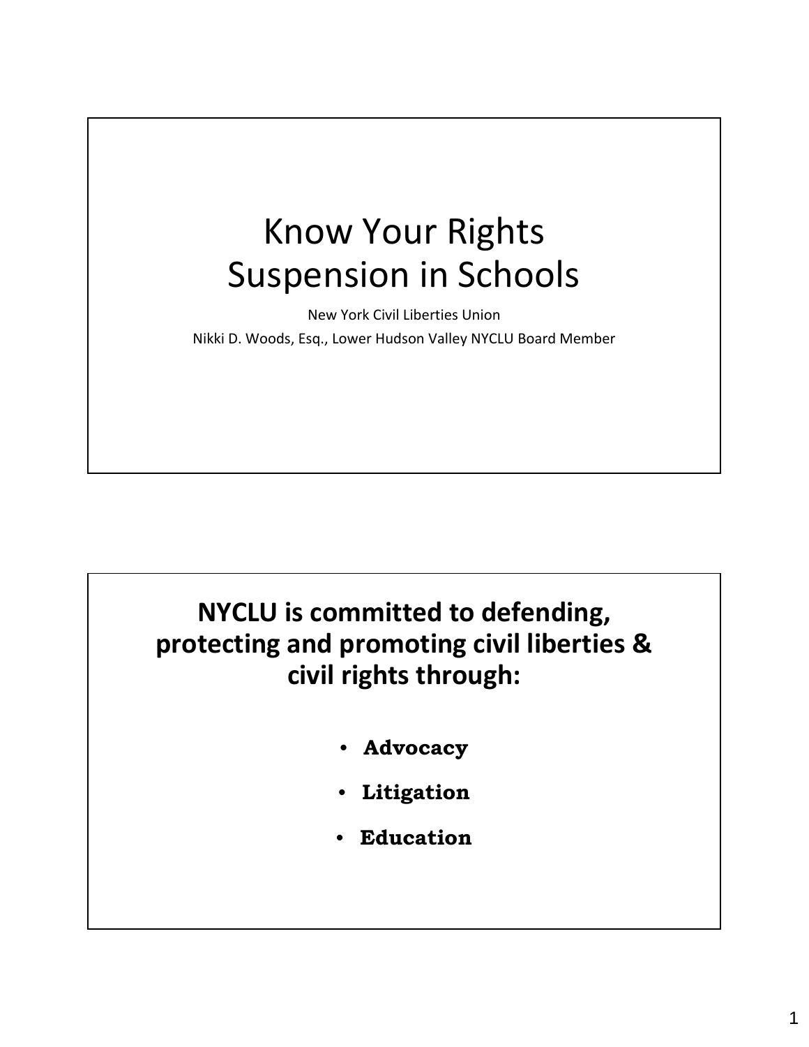# Know Your Rights Suspension in Schools

New York Civil Liberties Union

Nikki D. Woods, Esq., Lower Hudson Valley NYCLU Board Member

## NYCLU is committed to defending, protecting and promoting civil liberties & civil rights through:

- **Advocacy**
- **Litigation**
- **Education**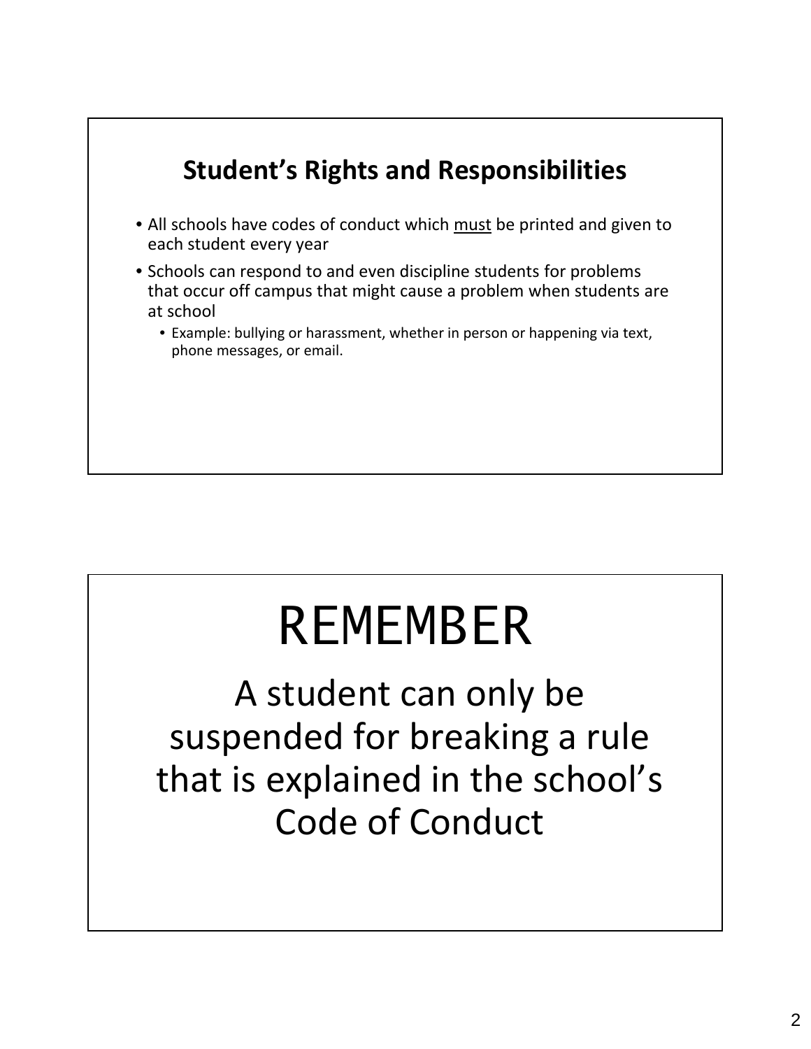## Student's Rights and Responsibilities

- All schools have codes of conduct which <u>must</u> be printed and given to each student every year
- Schools can respond to and even discipline students for problems that occur off campus that might cause a problem when students are at school
  - Example: bullying or harassment, whether in person or happening via text, phone messages, or email.

# REMEMBER

A student can only be suspended for breaking a rule that is explained in the school's Code of Conduct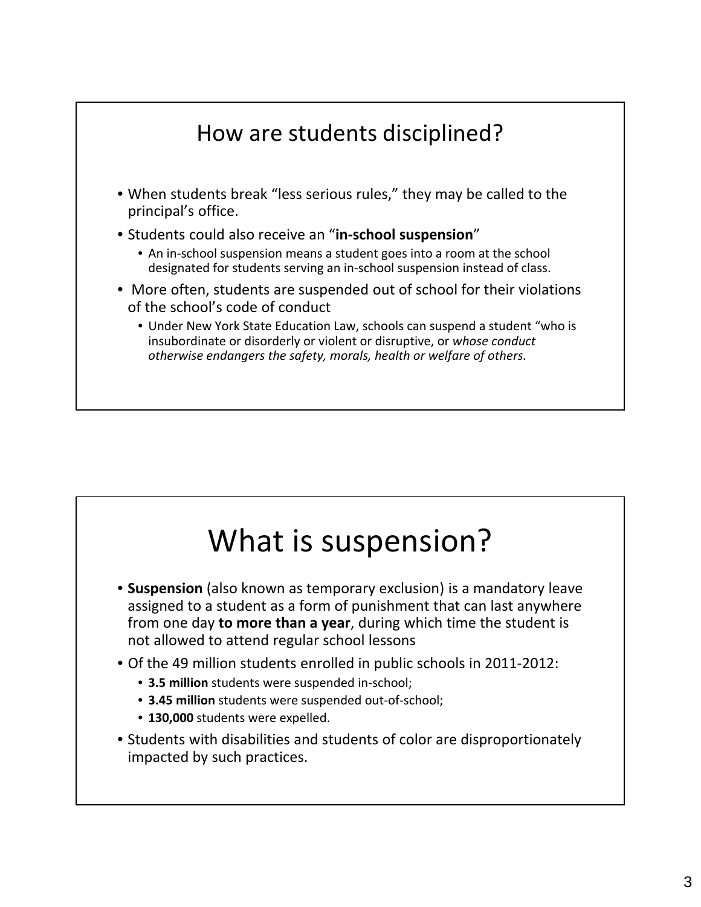## How are students disciplined?

- When students break "less serious rules," they may be called to the principal's office.
- Students could also receive an "**in-school suspension**"
  - An in-school suspension means a student goes into a room at the school designated for students serving an in-school suspension instead of class.
- More often, students are suspended out of school for their violations of the school's code of conduct
  - Under New York State Education Law, schools can suspend a student "who is insubordinate or disorderly or violent or disruptive, or *whose conduct otherwise endangers the safety, morals, health or welfare of others.*

## What is suspension?

- **Suspension** (also known as temporary exclusion) is a mandatory leave assigned to a student as a form of punishment that can last anywhere from one day **to more than a year**, during which time the student is not allowed to attend regular school lessons
- Of the 49 million students enrolled in public schools in 2011-2012:
  - **3.5 million** students were suspended in-school;
  - **3.45 million** students were suspended out-of-school;
  - **130,000** students were expelled.
- Students with disabilities and students of color are disproportionately impacted by such practices.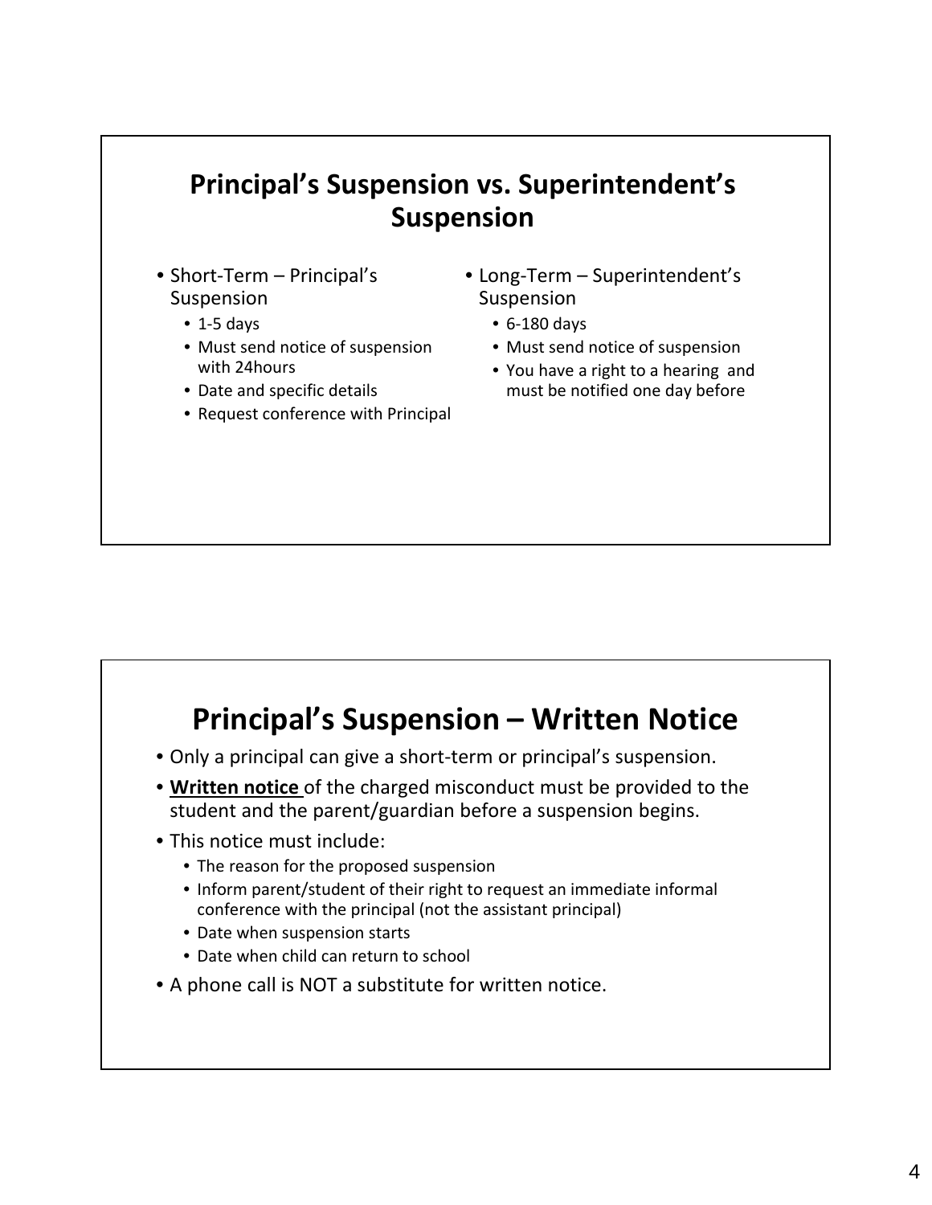## Principal's Suspension vs. Superintendent's Suspension

- Short-Term – Principal's Suspension
  - 1-5 days
  - Must send notice of suspension with 24hours
  - Date and specific details
  - Request conference with Principal
- Long-Term – Superintendent's Suspension
  - 6-180 days
  - Must send notice of suspension
  - You have a right to a hearing and must be notified one day before

## Principal's Suspension – Written Notice

- Only a principal can give a short-term or principal's suspension.
- **Written notice** of the charged misconduct must be provided to the student and the parent/guardian before a suspension begins.
- This notice must include:
  - The reason for the proposed suspension
  - Inform parent/student of their right to request an immediate informal conference with the principal (not the assistant principal)
  - Date when suspension starts
  - Date when child can return to school
- A phone call is NOT a substitute for written notice.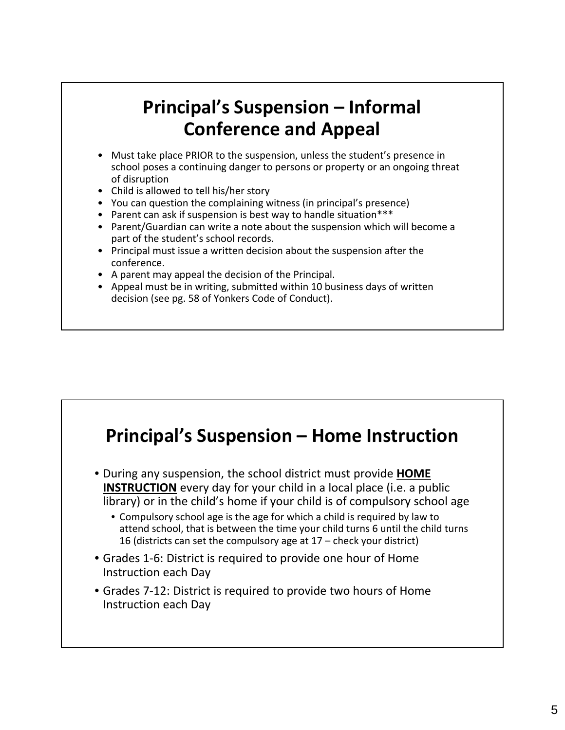## Principal's Suspension – Informal Conference and Appeal

- Must take place PRIOR to the suspension, unless the student's presence in school poses a continuing danger to persons or property or an ongoing threat of disruption
- Child is allowed to tell his/her story
- You can question the complaining witness (in principal's presence)
- Parent can ask if suspension is best way to handle situation***
- Parent/Guardian can write a note about the suspension which will become a part of the student's school records.
- Principal must issue a written decision about the suspension after the conference.
- A parent may appeal the decision of the Principal.
- Appeal must be in writing, submitted within 10 business days of written decision (see pg. 58 of Yonkers Code of Conduct).

## Principal's Suspension – Home Instruction

- During any suspension, the school district must provide **<u>HOME INSTRUCTION</u>** every day for your child in a local place (i.e. a public library) or in the child's home if your child is of compulsory school age
  - Compulsory school age is the age for which a child is required by law to attend school, that is between the time your child turns 6 until the child turns 16 (districts can set the compulsory age at 17 – check your district)
- Grades 1-6: District is required to provide one hour of Home Instruction each Day
- Grades 7-12: District is required to provide two hours of Home Instruction each Day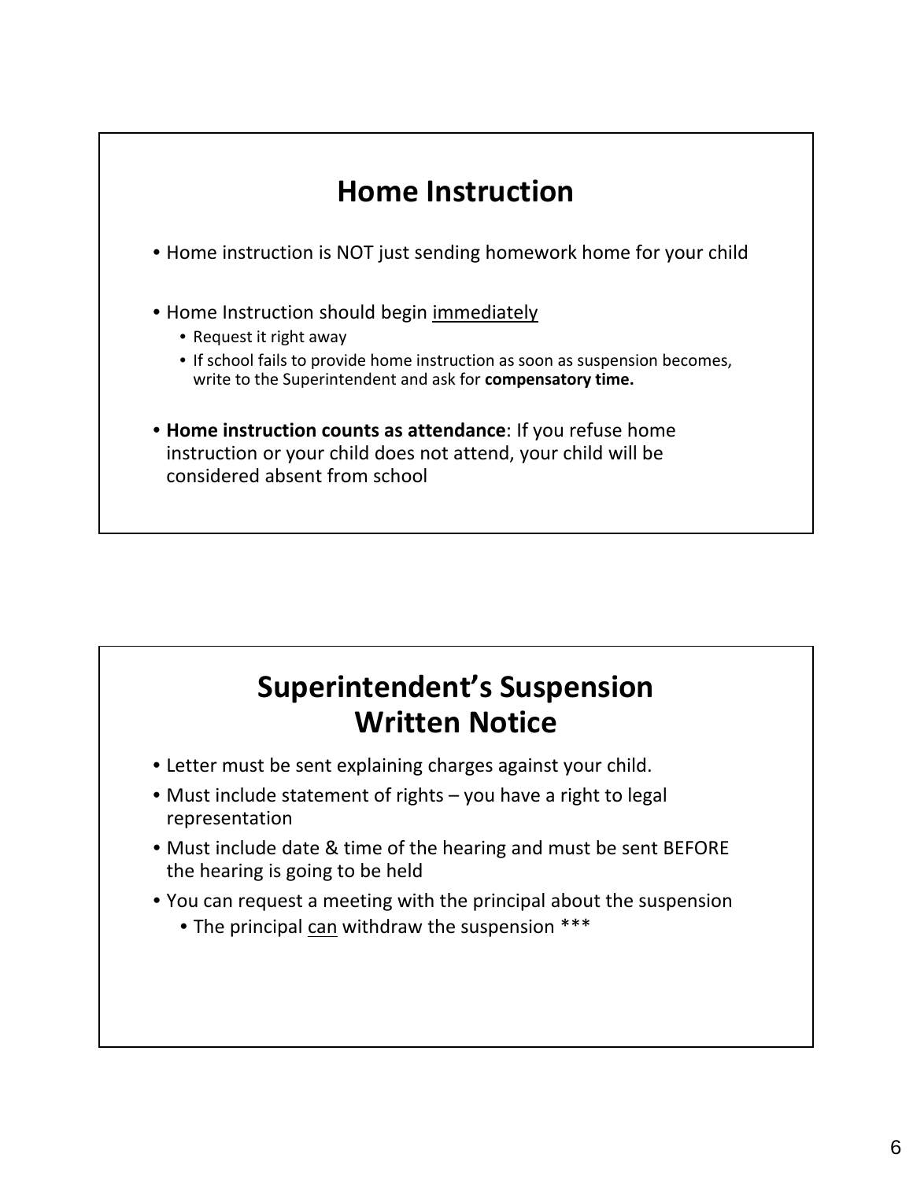## Home Instruction

- Home instruction is NOT just sending homework home for your child
- Home Instruction should begin <u>immediately</u>
  - Request it right away
  - If school fails to provide home instruction as soon as suspension becomes, write to the Superintendent and ask for **compensatory time.**
- **Home instruction counts as attendance**: If you refuse home instruction or your child does not attend, your child will be considered absent from school

## Superintendent's Suspension Written Notice

- Letter must be sent explaining charges against your child.
- Must include statement of rights – you have a right to legal representation
- Must include date & time of the hearing and must be sent BEFORE the hearing is going to be held
- You can request a meeting with the principal about the suspension
  - The principal <u>can</u> withdraw the suspension ***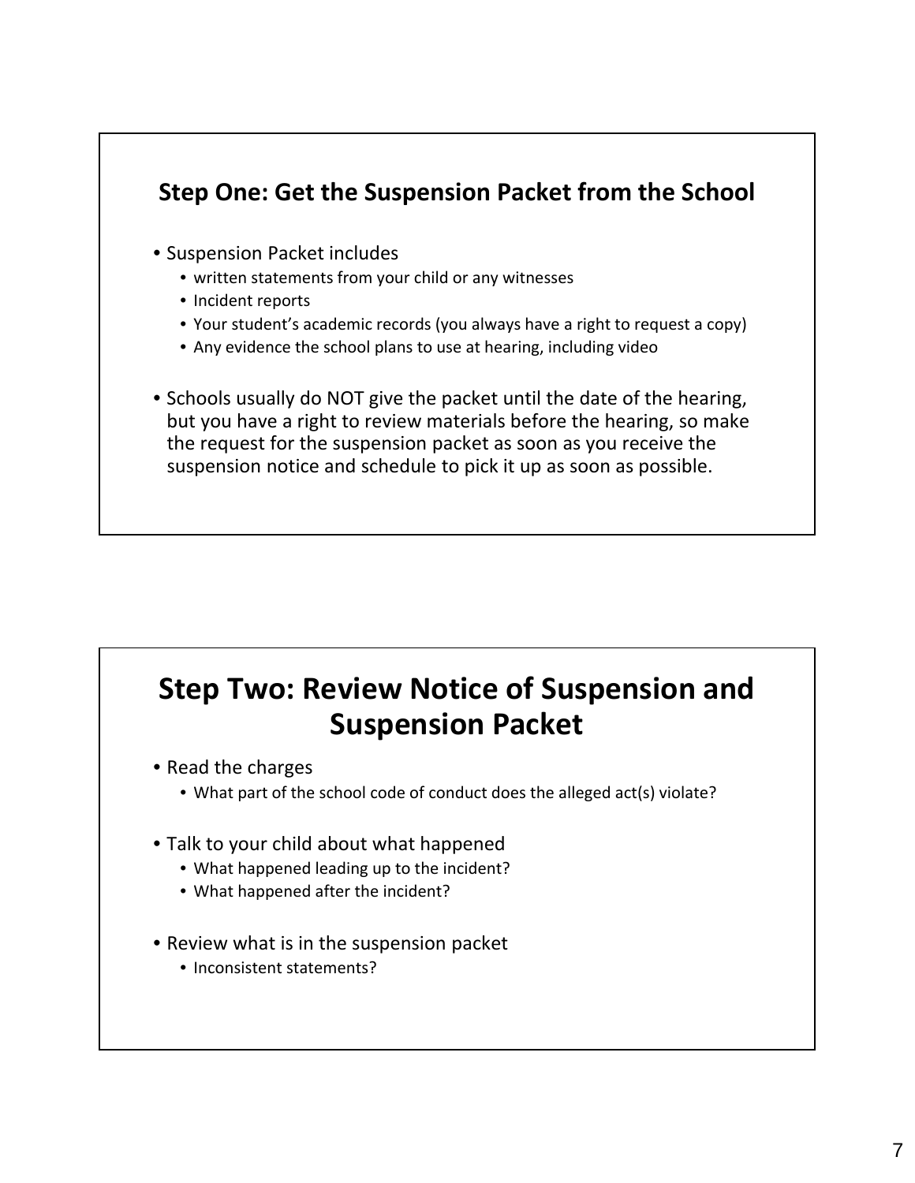## Step One: Get the Suspension Packet from the School

- Suspension Packet includes
  - written statements from your child or any witnesses
  - Incident reports
  - Your student's academic records (you always have a right to request a copy)
  - Any evidence the school plans to use at hearing, including video
- Schools usually do NOT give the packet until the date of the hearing, but you have a right to review materials before the hearing, so make the request for the suspension packet as soon as you receive the suspension notice and schedule to pick it up as soon as possible.

## Step Two: Review Notice of Suspension and Suspension Packet

- Read the charges
  - What part of the school code of conduct does the alleged act(s) violate?
- Talk to your child about what happened
  - What happened leading up to the incident?
  - What happened after the incident?
- Review what is in the suspension packet
  - Inconsistent statements?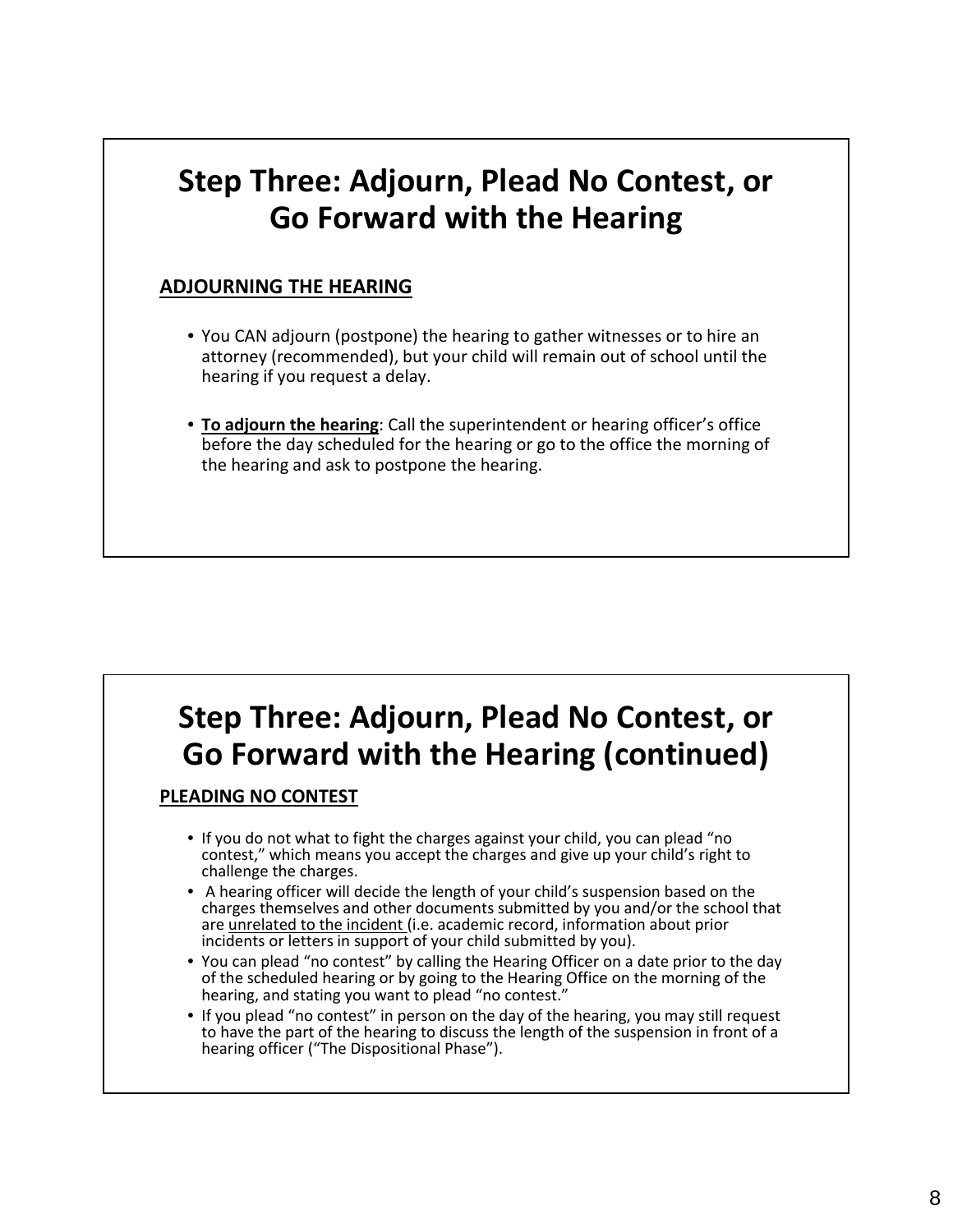## Step Three: Adjourn, Plead No Contest, or Go Forward with the Hearing

**ADJOURNING THE HEARING**

- You CAN adjourn (postpone) the hearing to gather witnesses or to hire an attorney (recommended), but your child will remain out of school until the hearing if you request a delay.
- **To adjourn the hearing**: Call the superintendent or hearing officer's office before the day scheduled for the hearing or go to the office the morning of the hearing and ask to postpone the hearing.

## Step Three: Adjourn, Plead No Contest, or Go Forward with the Hearing (continued)

**PLEADING NO CONTEST**

- If you do not what to fight the charges against your child, you can plead "no contest," which means you accept the charges and give up your child's right to challenge the charges.
- A hearing officer will decide the length of your child's suspension based on the charges themselves and other documents submitted by you and/or the school that are unrelated to the incident (i.e. academic record, information about prior incidents or letters in support of your child submitted by you).
- You can plead "no contest" by calling the Hearing Officer on a date prior to the day of the scheduled hearing or by going to the Hearing Office on the morning of the hearing, and stating you want to plead "no contest."
- If you plead "no contest" in person on the day of the hearing, you may still request to have the part of the hearing to discuss the length of the suspension in front of a hearing officer ("The Dispositional Phase").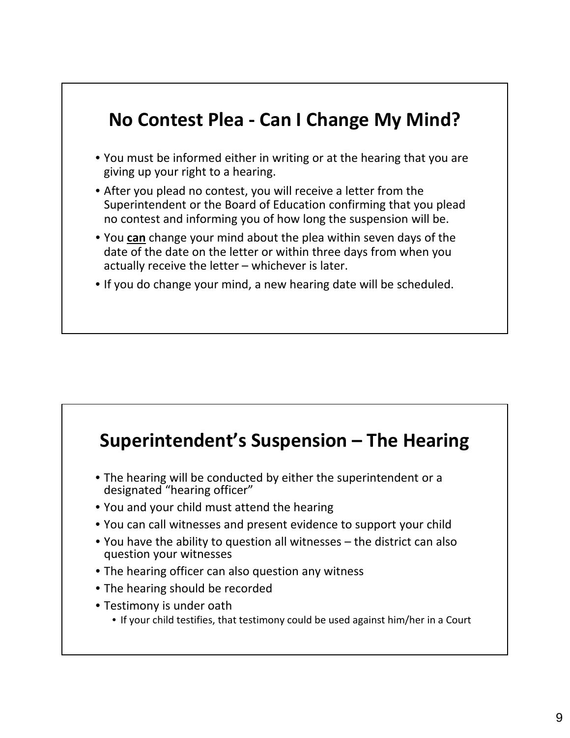## No Contest Plea - Can I Change My Mind?

- You must be informed either in writing or at the hearing that you are giving up your right to a hearing.
- After you plead no contest, you will receive a letter from the Superintendent or the Board of Education confirming that you plead no contest and informing you of how long the suspension will be.
- You **can** change your mind about the plea within seven days of the date of the date on the letter or within three days from when you actually receive the letter – whichever is later.
- If you do change your mind, a new hearing date will be scheduled.

## Superintendent's Suspension – The Hearing

- The hearing will be conducted by either the superintendent or a designated "hearing officer"
- You and your child must attend the hearing
- You can call witnesses and present evidence to support your child
- You have the ability to question all witnesses – the district can also question your witnesses
- The hearing officer can also question any witness
- The hearing should be recorded
- Testimony is under oath
  - If your child testifies, that testimony could be used against him/her in a Court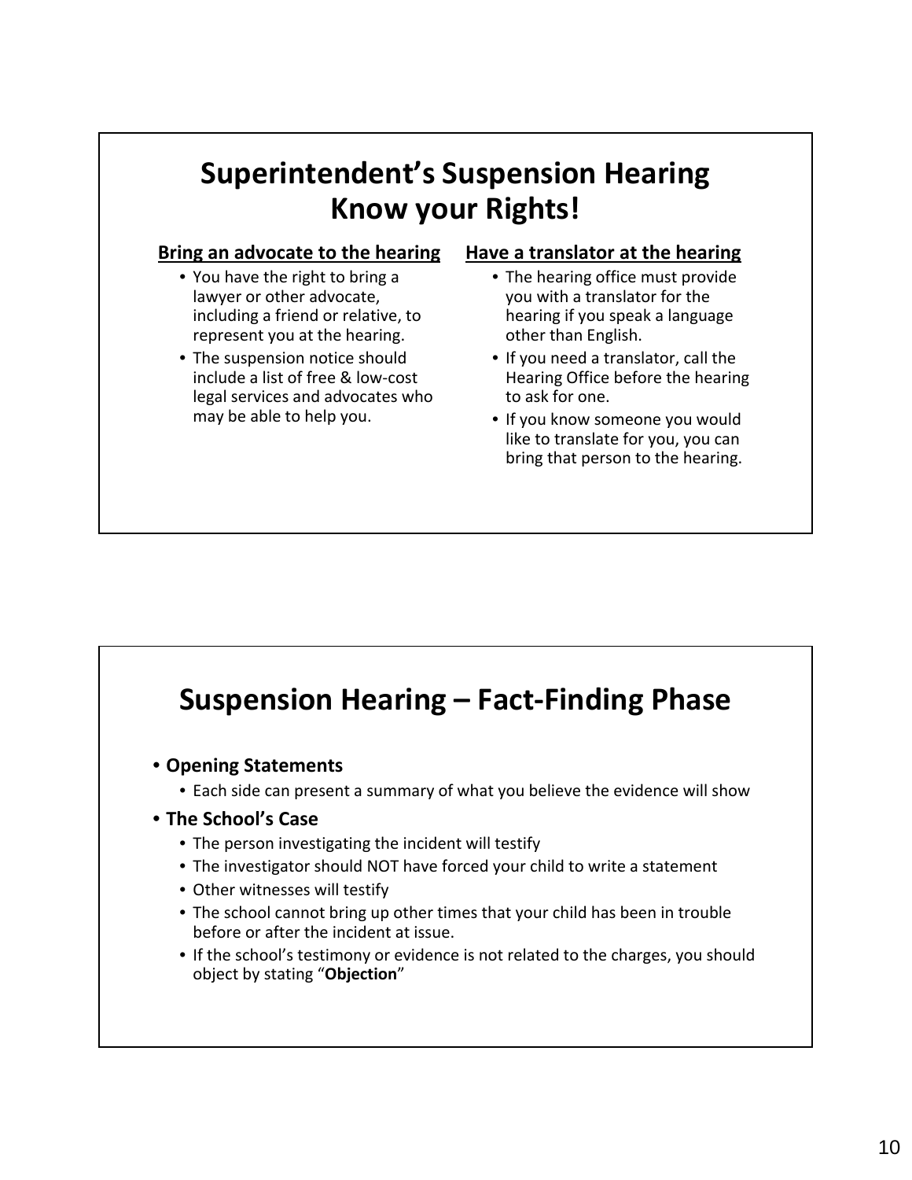# Superintendent's Suspension Hearing Know your Rights!

### Bring an advocate to the hearing

- You have the right to bring a lawyer or other advocate, including a friend or relative, to represent you at the hearing.
- The suspension notice should include a list of free & low-cost legal services and advocates who may be able to help you.

### Have a translator at the hearing

- The hearing office must provide you with a translator for the hearing if you speak a language other than English.
- If you need a translator, call the Hearing Office before the hearing to ask for one.
- If you know someone you would like to translate for you, you can bring that person to the hearing.

# Suspension Hearing – Fact-Finding Phase

- **Opening Statements**
  - Each side can present a summary of what you believe the evidence will show
- **The School's Case**
  - The person investigating the incident will testify
  - The investigator should NOT have forced your child to write a statement
  - Other witnesses will testify
  - The school cannot bring up other times that your child has been in trouble before or after the incident at issue.
  - If the school's testimony or evidence is not related to the charges, you should object by stating "**Objection**"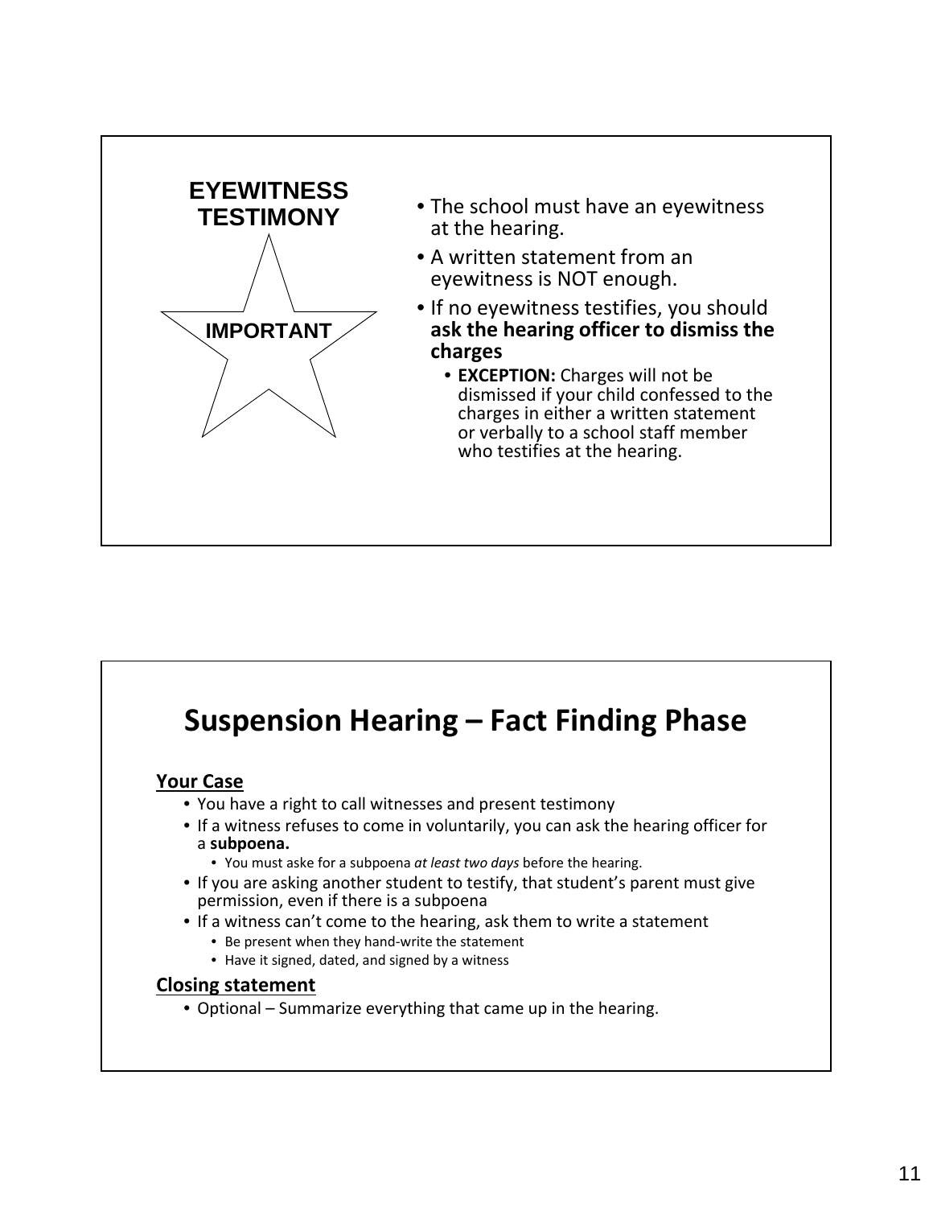## EYEWITNESS TESTIMONY

IMPORTANT

- The school must have an eyewitness at the hearing.
- A written statement from an eyewitness is NOT enough.
- If no eyewitness testifies, you should **ask the hearing officer to dismiss the charges**
  - **EXCEPTION:** Charges will not be dismissed if your child confessed to the charges in either a written statement or verbally to a school staff member who testifies at the hearing.

# Suspension Hearing – Fact Finding Phase

**Your Case**

- You have a right to call witnesses and present testimony
- If a witness refuses to come in voluntarily, you can ask the hearing officer for a **subpoena.**
  - You must aske for a subpoena *at least two days* before the hearing.
- If you are asking another student to testify, that student's parent must give permission, even if there is a subpoena
- If a witness can't come to the hearing, ask them to write a statement
  - Be present when they hand-write the statement
  - Have it signed, dated, and signed by a witness

**Closing statement**

- Optional – Summarize everything that came up in the hearing.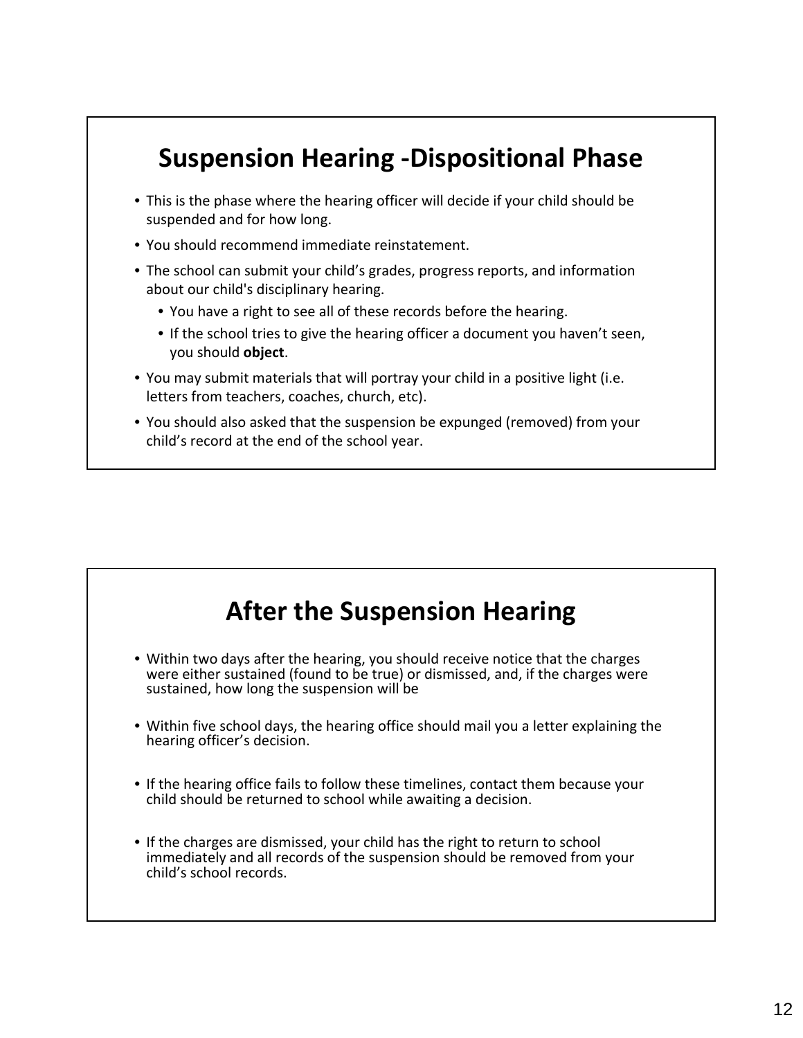## Suspension Hearing -Dispositional Phase

- This is the phase where the hearing officer will decide if your child should be suspended and for how long.
- You should recommend immediate reinstatement.
- The school can submit your child's grades, progress reports, and information about our child's disciplinary hearing.
  - You have a right to see all of these records before the hearing.
  - If the school tries to give the hearing officer a document you haven't seen, you should **object**.
- You may submit materials that will portray your child in a positive light (i.e. letters from teachers, coaches, church, etc).
- You should also asked that the suspension be expunged (removed) from your child's record at the end of the school year.

## After the Suspension Hearing

- Within two days after the hearing, you should receive notice that the charges were either sustained (found to be true) or dismissed, and, if the charges were sustained, how long the suspension will be
- Within five school days, the hearing office should mail you a letter explaining the hearing officer's decision.
- If the hearing office fails to follow these timelines, contact them because your child should be returned to school while awaiting a decision.
- If the charges are dismissed, your child has the right to return to school immediately and all records of the suspension should be removed from your child's school records.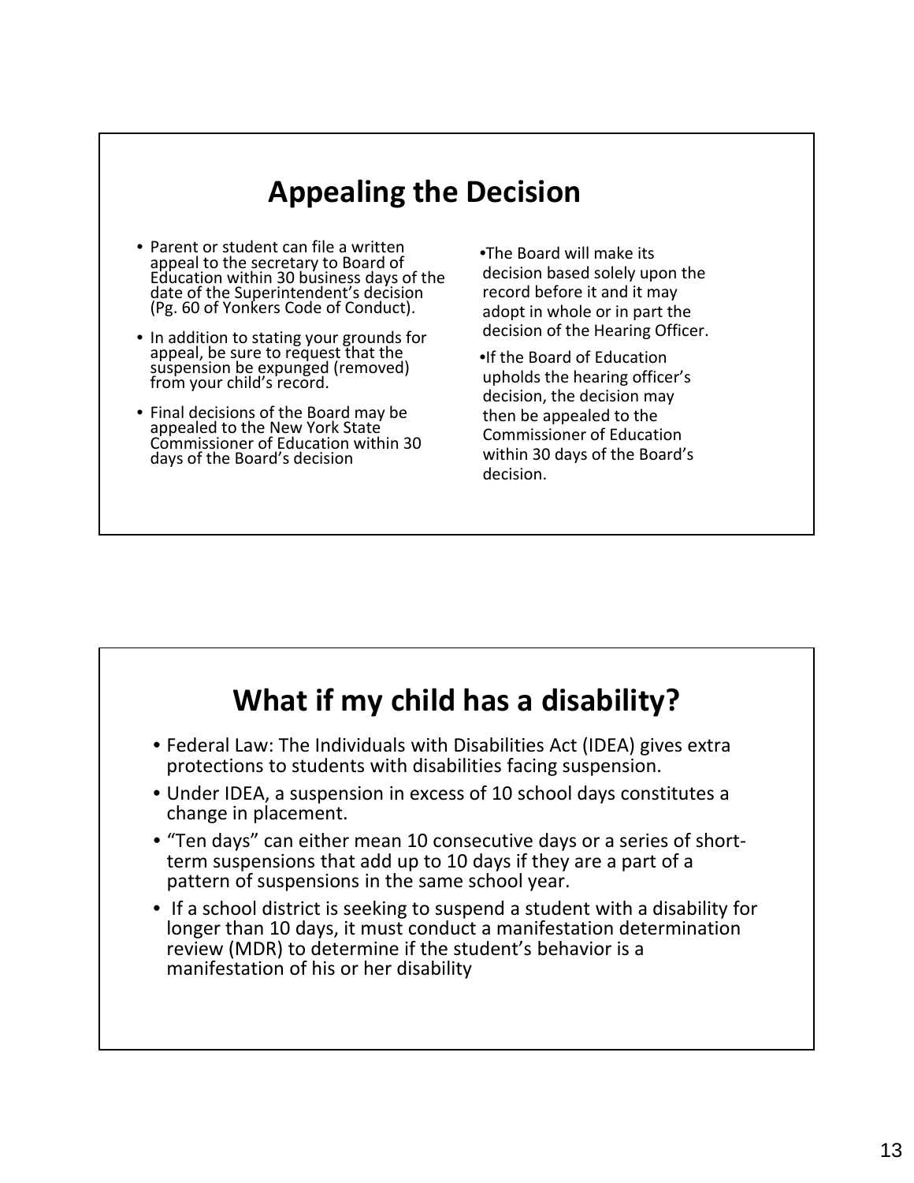## Appealing the Decision

- Parent or student can file a written appeal to the secretary to Board of Education within 30 business days of the date of the Superintendent's decision (Pg. 60 of Yonkers Code of Conduct).
- In addition to stating your grounds for appeal, be sure to request that the suspension be expunged (removed) from your child's record.
- Final decisions of the Board may be appealed to the New York State Commissioner of Education within 30 days of the Board's decision
- The Board will make its decision based solely upon the record before it and it may adopt in whole or in part the decision of the Hearing Officer.
- If the Board of Education upholds the hearing officer's decision, the decision may then be appealed to the Commissioner of Education within 30 days of the Board's decision.

## What if my child has a disability?

- Federal Law: The Individuals with Disabilities Act (IDEA) gives extra protections to students with disabilities facing suspension.
- Under IDEA, a suspension in excess of 10 school days constitutes a change in placement.
- "Ten days" can either mean 10 consecutive days or a series of short-term suspensions that add up to 10 days if they are a part of a pattern of suspensions in the same school year.
- If a school district is seeking to suspend a student with a disability for longer than 10 days, it must conduct a manifestation determination review (MDR) to determine if the student's behavior is a manifestation of his or her disability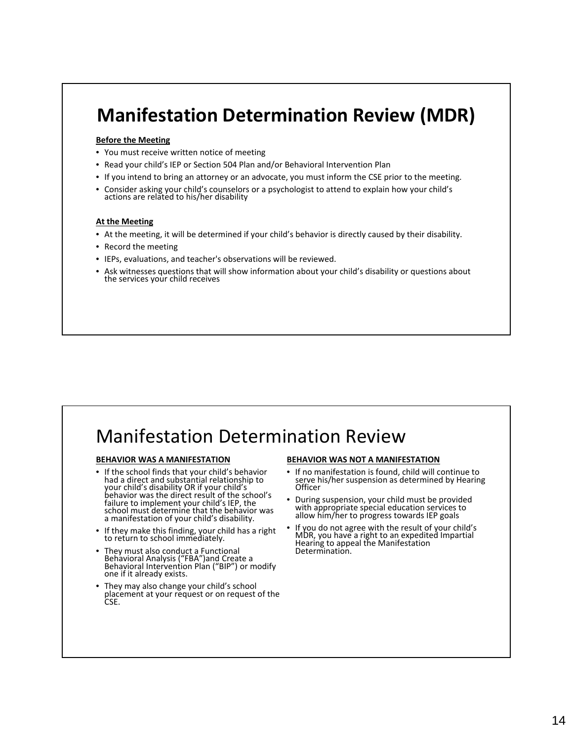# Manifestation Determination Review (MDR)

**Before the Meeting**

- You must receive written notice of meeting
- Read your child's IEP or Section 504 Plan and/or Behavioral Intervention Plan
- If you intend to bring an attorney or an advocate, you must inform the CSE prior to the meeting.
- Consider asking your child's counselors or a psychologist to attend to explain how your child's actions are related to his/her disability

**At the Meeting**

- At the meeting, it will be determined if your child's behavior is directly caused by their disability.
- Record the meeting
- IEPs, evaluations, and teacher's observations will be reviewed.
- Ask witnesses questions that will show information about your child's disability or questions about the services your child receives

# Manifestation Determination Review

**BEHAVIOR WAS A MANIFESTATION**

- If the school finds that your child's behavior had a direct and substantial relationship to your child's disability OR if your child's behavior was the direct result of the school's failure to implement your child's IEP, the school must determine that the behavior was a manifestation of your child's disability.
- If they make this finding, your child has a right to return to school immediately.
- They must also conduct a Functional Behavioral Analysis ("FBA")and Create a Behavioral Intervention Plan ("BIP") or modify one if it already exists.
- They may also change your child's school placement at your request or on request of the CSE.

**BEHAVIOR WAS NOT A MANIFESTATION**

- If no manifestation is found, child will continue to serve his/her suspension as determined by Hearing Officer
- During suspension, your child must be provided with appropriate special education services to allow him/her to progress towards IEP goals
- If you do not agree with the result of your child's MDR, you have a right to an expedited Impartial Hearing to appeal the Manifestation Determination.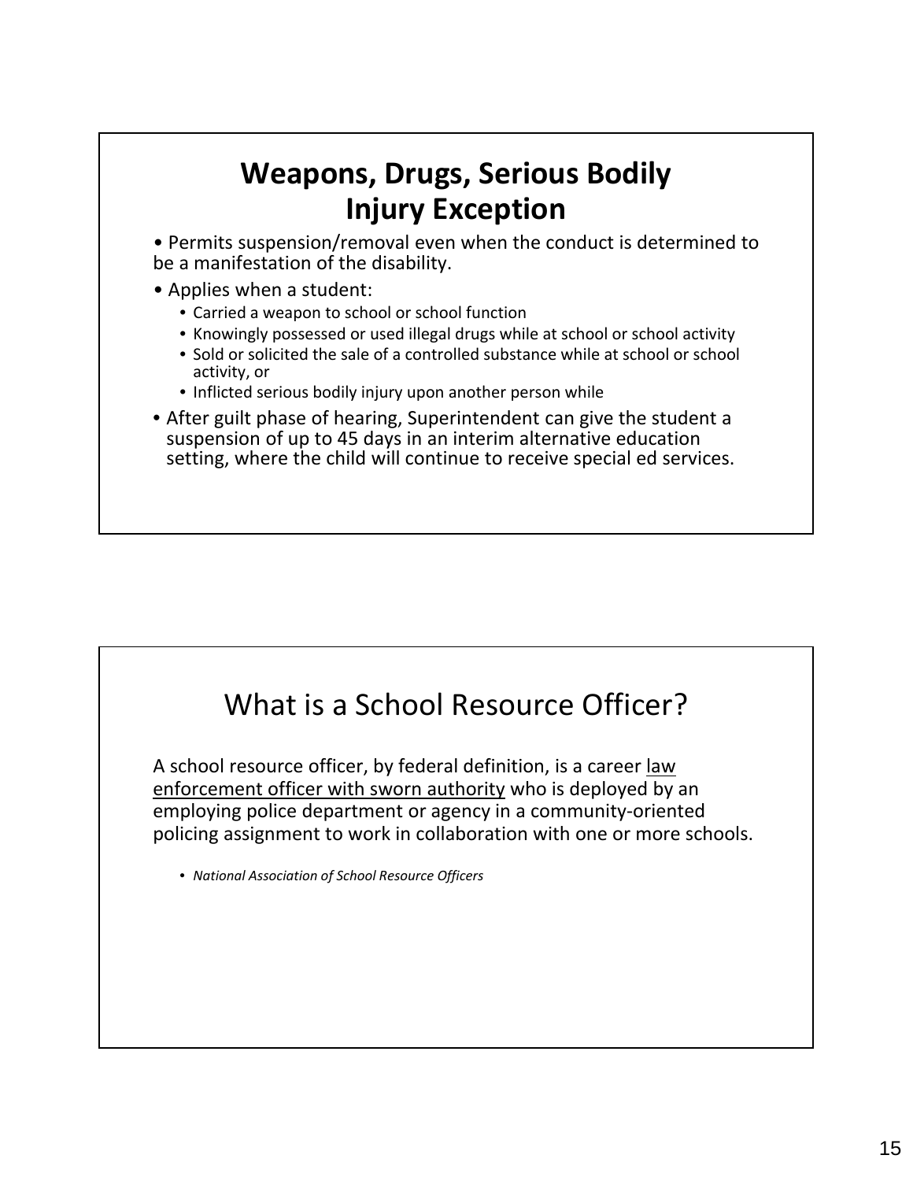## Weapons, Drugs, Serious Bodily Injury Exception

- Permits suspension/removal even when the conduct is determined to be a manifestation of the disability.
- Applies when a student:
  - Carried a weapon to school or school function
  - Knowingly possessed or used illegal drugs while at school or school activity
  - Sold or solicited the sale of a controlled substance while at school or school activity, or
  - Inflicted serious bodily injury upon another person while
- After guilt phase of hearing, Superintendent can give the student a suspension of up to 45 days in an interim alternative education setting, where the child will continue to receive special ed services.

## What is a School Resource Officer?

A school resource officer, by federal definition, is a career law enforcement officer with sworn authority who is deployed by an employing police department or agency in a community-oriented policing assignment to work in collaboration with one or more schools.

- *National Association of School Resource Officers*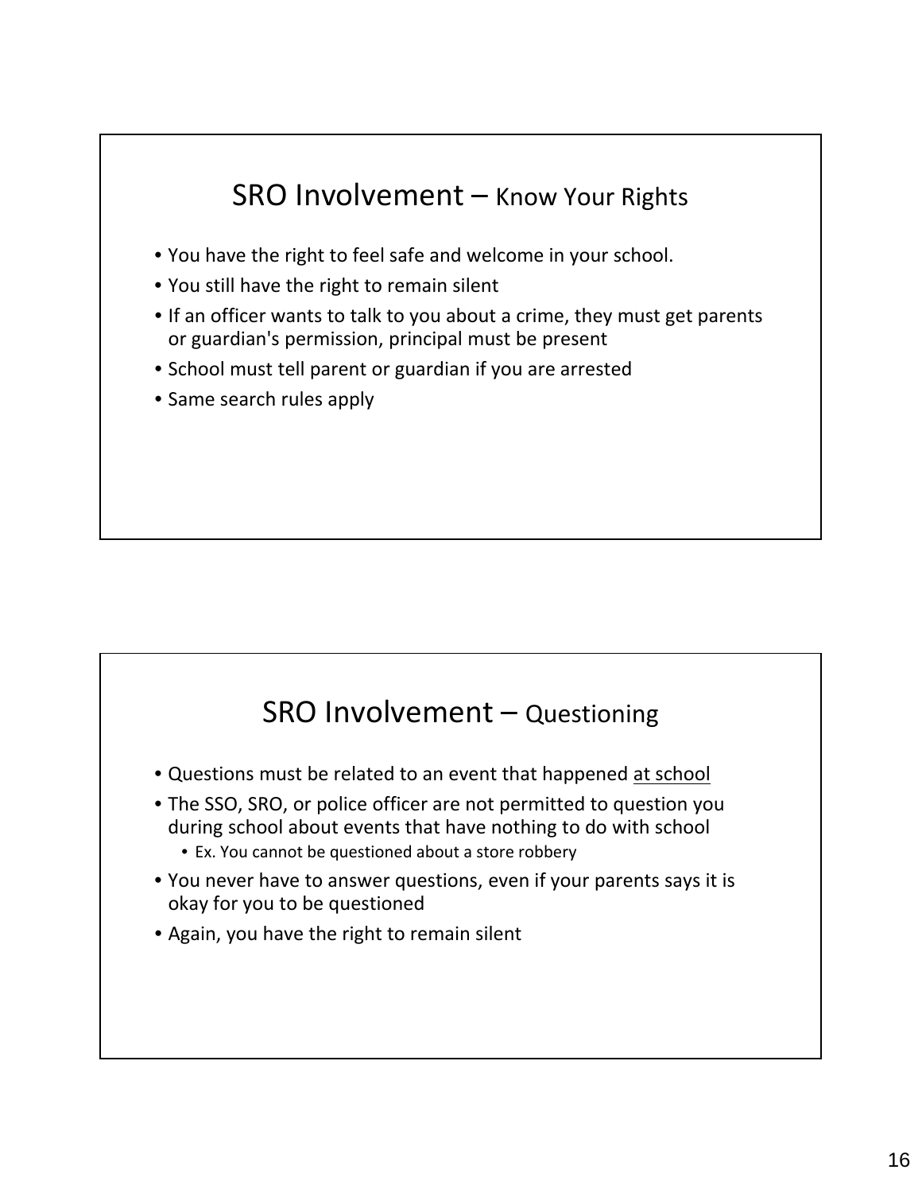## SRO Involvement – Know Your Rights

- You have the right to feel safe and welcome in your school.
- You still have the right to remain silent
- If an officer wants to talk to you about a crime, they must get parents or guardian's permission, principal must be present
- School must tell parent or guardian if you are arrested
- Same search rules apply

## SRO Involvement – Questioning

- Questions must be related to an event that happened <u>at school</u>
- The SSO, SRO, or police officer are not permitted to question you during school about events that have nothing to do with school
  - Ex. You cannot be questioned about a store robbery
- You never have to answer questions, even if your parents says it is okay for you to be questioned
- Again, you have the right to remain silent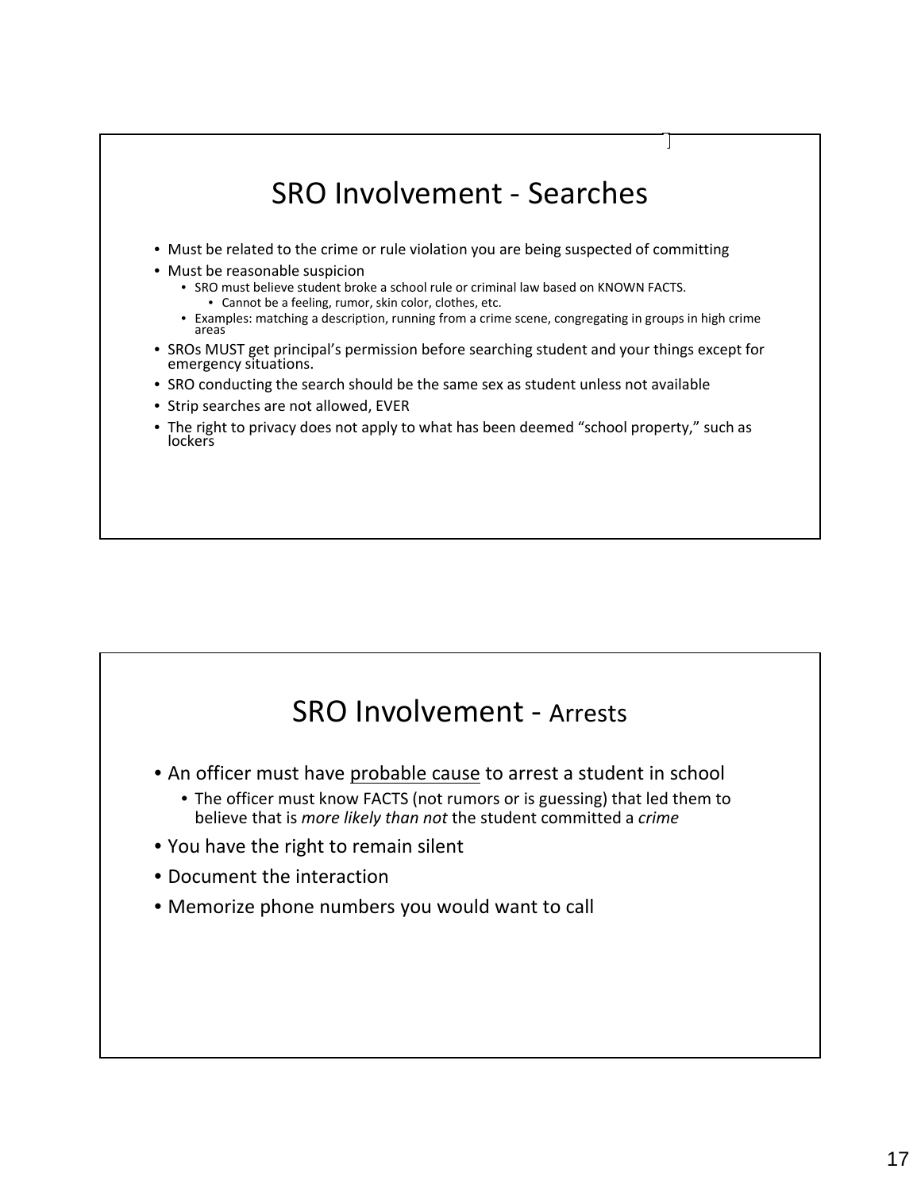## SRO Involvement - Searches

- Must be related to the crime or rule violation you are being suspected of committing
- Must be reasonable suspicion
  - SRO must believe student broke a school rule or criminal law based on KNOWN FACTS.
    - Cannot be a feeling, rumor, skin color, clothes, etc.
  - Examples: matching a description, running from a crime scene, congregating in groups in high crime areas
- SROs MUST get principal's permission before searching student and your things except for emergency situations.
- SRO conducting the search should be the same sex as student unless not available
- Strip searches are not allowed, EVER
- The right to privacy does not apply to what has been deemed "school property," such as lockers

## SRO Involvement - Arrests

- An officer must have <u>probable cause</u> to arrest a student in school
  - The officer must know FACTS (not rumors or is guessing) that led them to believe that is *more likely than not* the student committed a *crime*
- You have the right to remain silent
- Document the interaction
- Memorize phone numbers you would want to call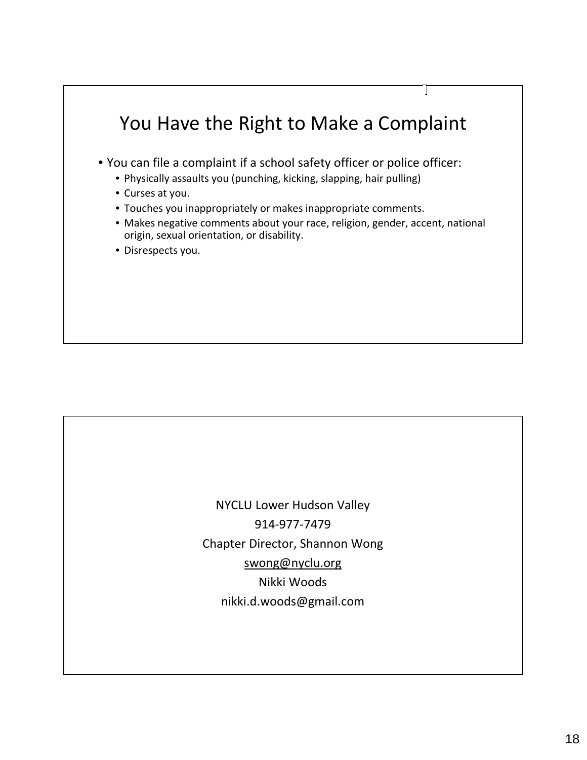## You Have the Right to Make a Complaint

- You can file a complaint if a school safety officer or police officer:
  - Physically assaults you (punching, kicking, slapping, hair pulling)
  - Curses at you.
  - Touches you inappropriately or makes inappropriate comments.
  - Makes negative comments about your race, religion, gender, accent, national origin, sexual orientation, or disability.
  - Disrespects you.

NYCLU Lower Hudson Valley

914-977-7479

Chapter Director, Shannon Wong

swong@nyclu.org

Nikki Woods

nikki.d.woods@gmail.com